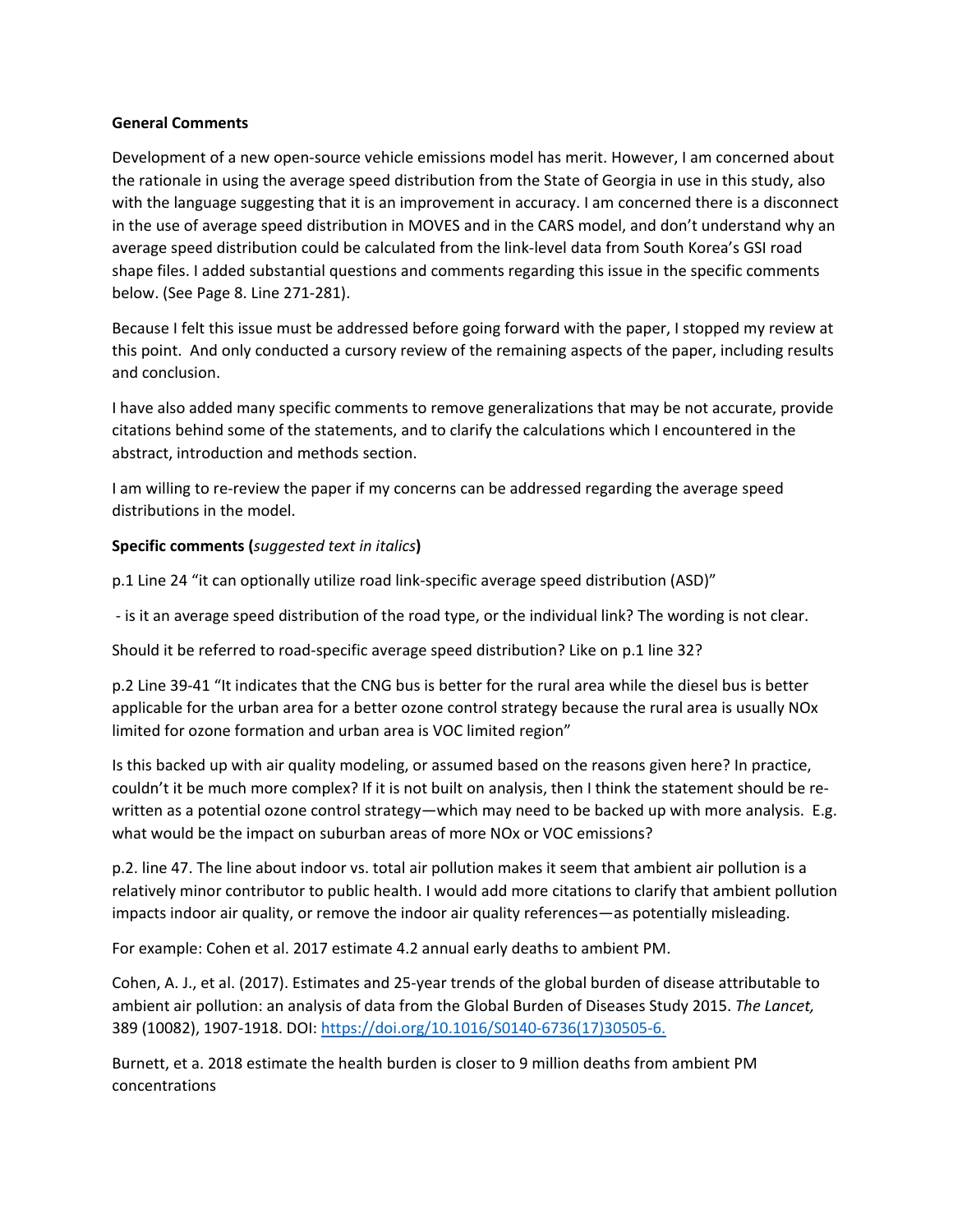**General Comments**

Development of a new open-source vehicle emissions model has merit. However, I am concerned about the rationale in using the average speed distribution from the State of Georgia in use in this study, also with the language suggesting that it is an improvement in accuracy. I am concerned there is a disconnect in the use of average speed distribution in MOVES and in the CARS model, and don't understand why an average speed distribution could be calculated from the link-level data from South Korea's GSI road shape files. I added substantial questions and comments regarding this issue in the specific comments below. (See Page 8. Line 271-281).

Because I felt this issue must be addressed before going forward with the paper, I stopped my review at this point. And only conducted a cursory review of the remaining aspects of the paper, including results and conclusion.

I have also added many specific comments to remove generalizations that may be not accurate, provide citations behind some of the statements, and to clarify the calculations which I encountered in the abstract, introduction and methods section.

I am willing to re-review the paper if my concerns can be addressed regarding the average speed distributions in the model.

**Specific comments (*suggested text in italics*)**

p.1 Line 24 "it can optionally utilize road link-specific average speed distribution (ASD)"

- is it an average speed distribution of the road type, or the individual link? The wording is not clear.

Should it be referred to road-specific average speed distribution? Like on p.1 line 32?

p.2 Line 39-41 "It indicates that the CNG bus is better for the rural area while the diesel bus is better applicable for the urban area for a better ozone control strategy because the rural area is usually NOx limited for ozone formation and urban area is VOC limited region"

Is this backed up with air quality modeling, or assumed based on the reasons given here? In practice, couldn't it be much more complex? If it is not built on analysis, then I think the statement should be re-written as a potential ozone control strategy—which may need to be backed up with more analysis. E.g. what would be the impact on suburban areas of more NOx or VOC emissions?

p.2. line 47. The line about indoor vs. total air pollution makes it seem that ambient air pollution is a relatively minor contributor to public health. I would add more citations to clarify that ambient pollution impacts indoor air quality, or remove the indoor air quality references—as potentially misleading.

For example: Cohen et al. 2017 estimate 4.2 annual early deaths to ambient PM.

Cohen, A. J., et al. (2017). Estimates and 25-year trends of the global burden of disease attributable to ambient air pollution: an analysis of data from the Global Burden of Diseases Study 2015. *The Lancet,* 389 (10082), 1907-1918. DOI: https://doi.org/10.1016/S0140-6736(17)30505-6.

Burnett, et a. 2018 estimate the health burden is closer to 9 million deaths from ambient PM concentrations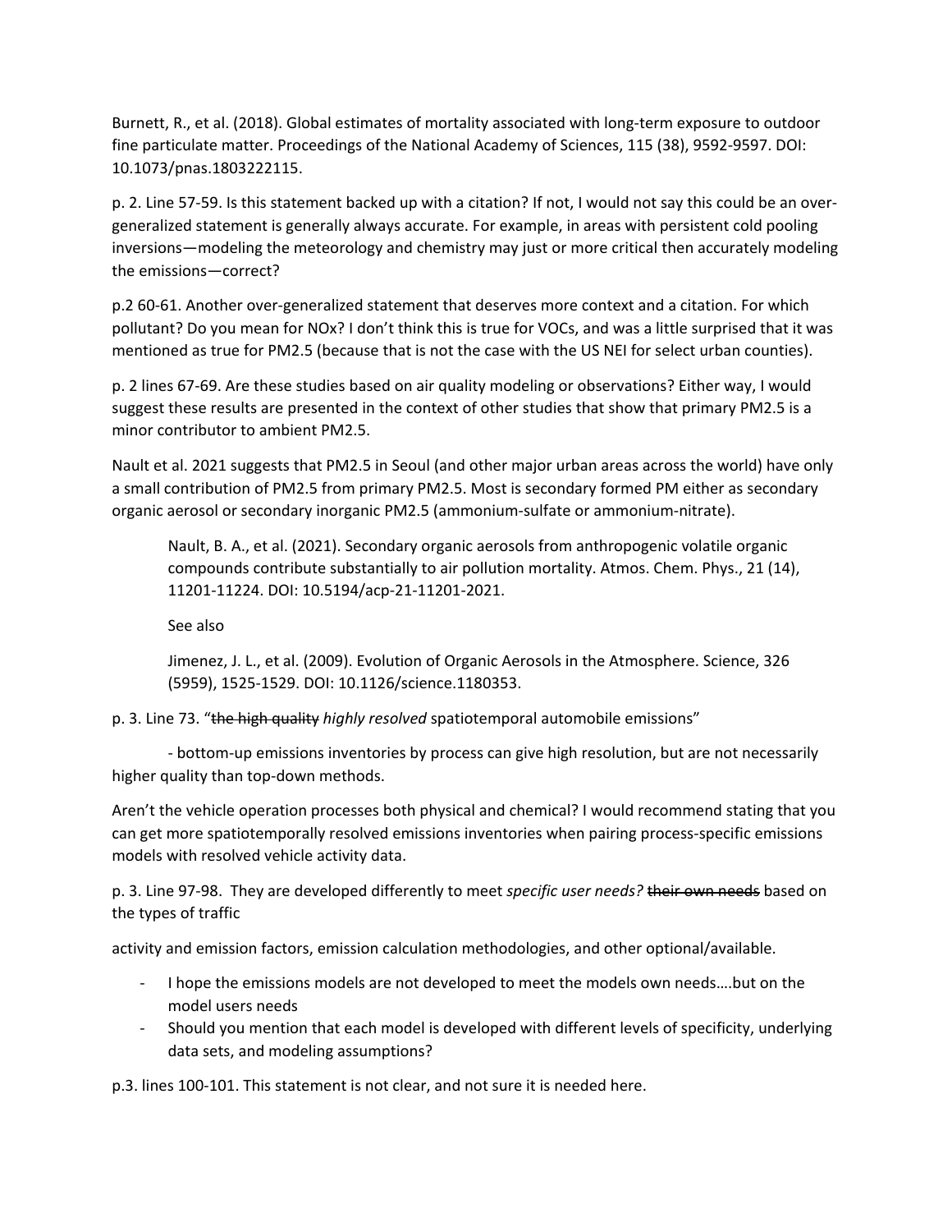Burnett, R., et al. (2018). Global estimates of mortality associated with long-term exposure to outdoor fine particulate matter. Proceedings of the National Academy of Sciences, 115 (38), 9592-9597. DOI: 10.1073/pnas.1803222115.

p. 2. Line 57-59. Is this statement backed up with a citation? If not, I would not say this could be an over-generalized statement is generally always accurate. For example, in areas with persistent cold pooling inversions—modeling the meteorology and chemistry may just or more critical then accurately modeling the emissions—correct?

p.2 60-61. Another over-generalized statement that deserves more context and a citation. For which pollutant? Do you mean for NOx? I don't think this is true for VOCs, and was a little surprised that it was mentioned as true for PM2.5 (because that is not the case with the US NEI for select urban counties).

p. 2 lines 67-69. Are these studies based on air quality modeling or observations? Either way, I would suggest these results are presented in the context of other studies that show that primary PM2.5 is a minor contributor to ambient PM2.5.

Nault et al. 2021 suggests that PM2.5 in Seoul (and other major urban areas across the world) have only a small contribution of PM2.5 from primary PM2.5. Most is secondary formed PM either as secondary organic aerosol or secondary inorganic PM2.5 (ammonium-sulfate or ammonium-nitrate).

> Nault, B. A., et al. (2021). Secondary organic aerosols from anthropogenic volatile organic compounds contribute substantially to air pollution mortality. Atmos. Chem. Phys., 21 (14), 11201-11224. DOI: 10.5194/acp-21-11201-2021.
>
> See also
>
> Jimenez, J. L., et al. (2009). Evolution of Organic Aerosols in the Atmosphere. Science, 326 (5959), 1525-1529. DOI: 10.1126/science.1180353.

p. 3. Line 73. "~~the high quality~~ *highly resolved* spatiotemporal automobile emissions"

- bottom-up emissions inventories by process can give high resolution, but are not necessarily higher quality than top-down methods.

Aren't the vehicle operation processes both physical and chemical? I would recommend stating that you can get more spatiotemporally resolved emissions inventories when pairing process-specific emissions models with resolved vehicle activity data.

p. 3. Line 97-98. They are developed differently to meet *specific user needs?* ~~their own needs~~ based on the types of traffic

activity and emission factors, emission calculation methodologies, and other optional/available.

- I hope the emissions models are not developed to meet the models own needs….but on the model users needs
- Should you mention that each model is developed with different levels of specificity, underlying data sets, and modeling assumptions?

p.3. lines 100-101. This statement is not clear, and not sure it is needed here.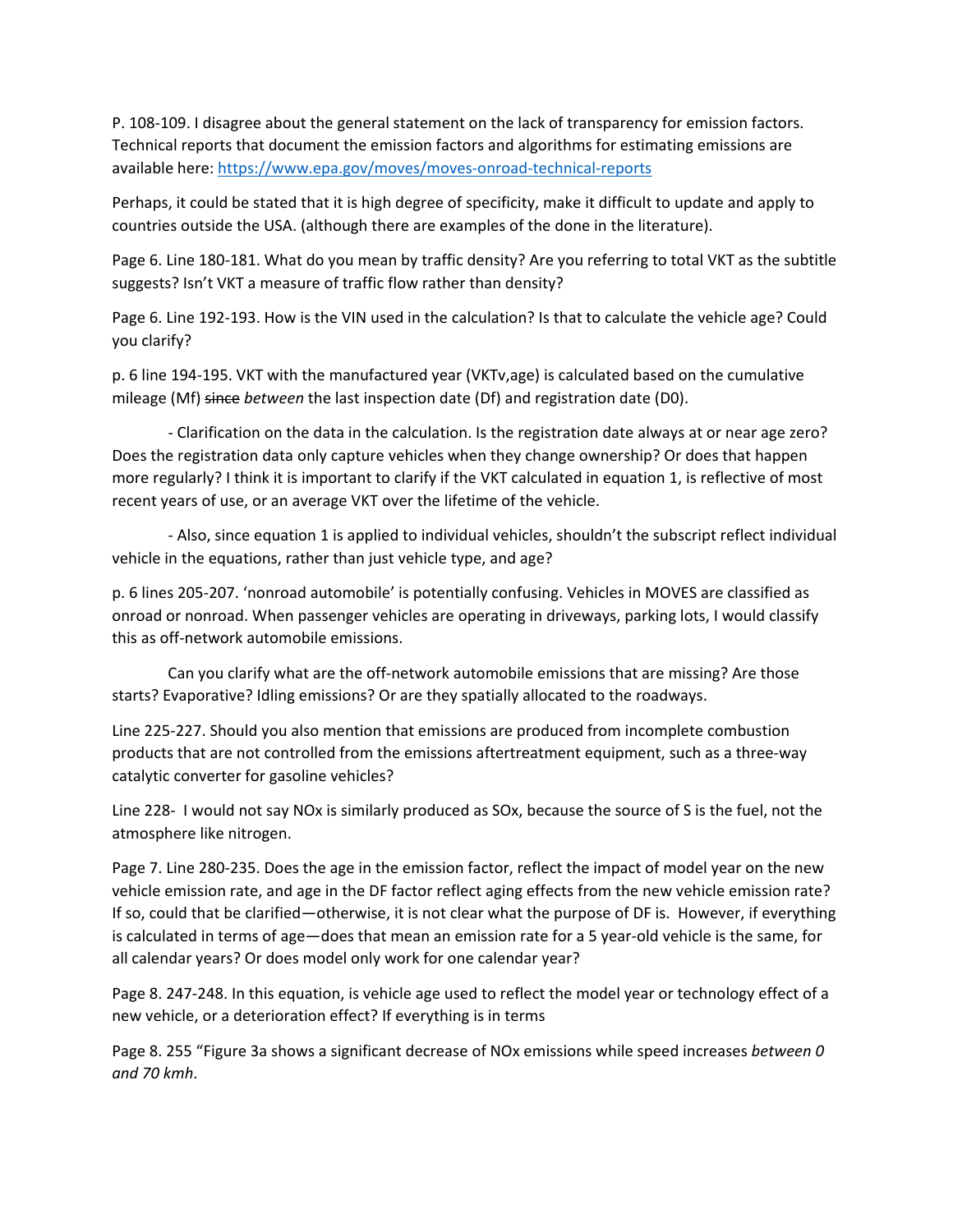P. 108-109. I disagree about the general statement on the lack of transparency for emission factors. Technical reports that document the emission factors and algorithms for estimating emissions are available here: https://www.epa.gov/moves/moves-onroad-technical-reports

Perhaps, it could be stated that it is high degree of specificity, make it difficult to update and apply to countries outside the USA. (although there are examples of the done in the literature).

Page 6. Line 180-181. What do you mean by traffic density? Are you referring to total VKT as the subtitle suggests? Isn't VKT a measure of traffic flow rather than density?

Page 6. Line 192-193. How is the VIN used in the calculation? Is that to calculate the vehicle age? Could you clarify?

p. 6 line 194-195. VKT with the manufactured year ($VKT_{v,age}$) is calculated based on the cumulative mileage ($M_f$) ~~since~~ *between* the last inspection date ($D_f$) and registration date ($D_0$).

- Clarification on the data in the calculation. Is the registration date always at or near age zero? Does the registration data only capture vehicles when they change ownership? Or does that happen more regularly? I think it is important to clarify if the VKT calculated in equation 1, is reflective of most recent years of use, or an average VKT over the lifetime of the vehicle.

- Also, since equation 1 is applied to individual vehicles, shouldn't the subscript reflect individual vehicle in the equations, rather than just vehicle type, and age?

p. 6 lines 205-207. 'nonroad automobile' is potentially confusing. Vehicles in MOVES are classified as onroad or nonroad. When passenger vehicles are operating in driveways, parking lots, I would classify this as off-network automobile emissions.

Can you clarify what are the off-network automobile emissions that are missing? Are those starts? Evaporative? Idling emissions? Or are they spatially allocated to the roadways.

Line 225-227. Should you also mention that emissions are produced from incomplete combustion products that are not controlled from the emissions aftertreatment equipment, such as a three-way catalytic converter for gasoline vehicles?

Line 228- I would not say NOx is similarly produced as SOx, because the source of S is the fuel, not the atmosphere like nitrogen.

Page 7. Line 280-235. Does the age in the emission factor, reflect the impact of model year on the new vehicle emission rate, and age in the DF factor reflect aging effects from the new vehicle emission rate? If so, could that be clarified—otherwise, it is not clear what the purpose of DF is. However, if everything is calculated in terms of age—does that mean an emission rate for a 5 year-old vehicle is the same, for all calendar years? Or does model only work for one calendar year?

Page 8. 247-248. In this equation, is vehicle age used to reflect the model year or technology effect of a new vehicle, or a deterioration effect? If everything is in terms

Page 8. 255 "Figure 3a shows a significant decrease of NOx emissions while speed increases *between 0 and 70 kmh*.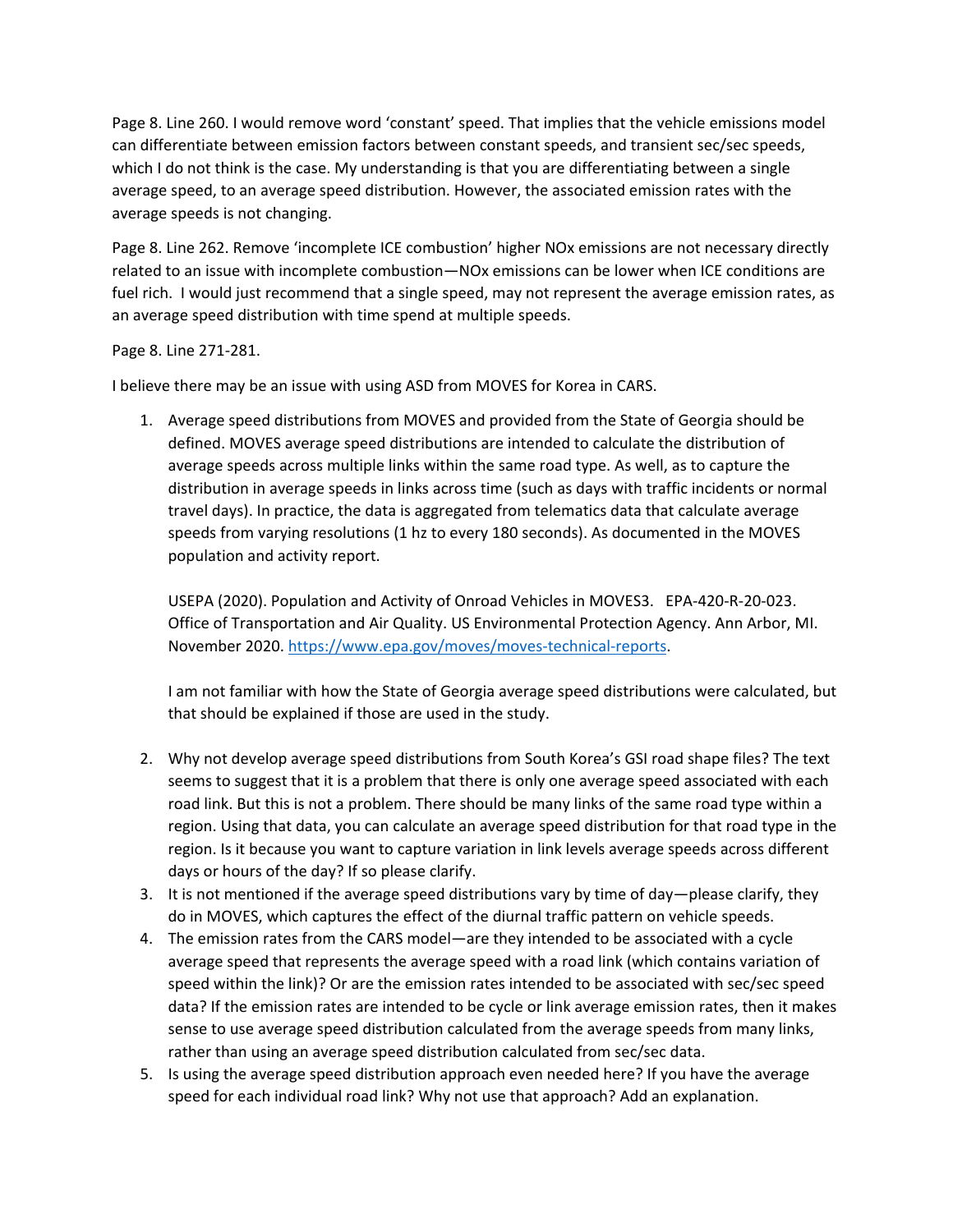Page 8. Line 260. I would remove word 'constant' speed. That implies that the vehicle emissions model can differentiate between emission factors between constant speeds, and transient sec/sec speeds, which I do not think is the case. My understanding is that you are differentiating between a single average speed, to an average speed distribution. However, the associated emission rates with the average speeds is not changing.

Page 8. Line 262. Remove 'incomplete ICE combustion' higher NOx emissions are not necessary directly related to an issue with incomplete combustion—NOx emissions can be lower when ICE conditions are fuel rich. I would just recommend that a single speed, may not represent the average emission rates, as an average speed distribution with time spend at multiple speeds.

Page 8. Line 271-281.

I believe there may be an issue with using ASD from MOVES for Korea in CARS.

1. Average speed distributions from MOVES and provided from the State of Georgia should be defined. MOVES average speed distributions are intended to calculate the distribution of average speeds across multiple links within the same road type. As well, as to capture the distribution in average speeds in links across time (such as days with traffic incidents or normal travel days). In practice, the data is aggregated from telematics data that calculate average speeds from varying resolutions (1 hz to every 180 seconds). As documented in the MOVES population and activity report.

   USEPA (2020). Population and Activity of Onroad Vehicles in MOVES3. EPA-420-R-20-023. Office of Transportation and Air Quality. US Environmental Protection Agency. Ann Arbor, MI. November 2020. https://www.epa.gov/moves/moves-technical-reports.

   I am not familiar with how the State of Georgia average speed distributions were calculated, but that should be explained if those are used in the study.

2. Why not develop average speed distributions from South Korea's GSI road shape files? The text seems to suggest that it is a problem that there is only one average speed associated with each road link. But this is not a problem. There should be many links of the same road type within a region. Using that data, you can calculate an average speed distribution for that road type in the region. Is it because you want to capture variation in link levels average speeds across different days or hours of the day? If so please clarify.
3. It is not mentioned if the average speed distributions vary by time of day—please clarify, they do in MOVES, which captures the effect of the diurnal traffic pattern on vehicle speeds.
4. The emission rates from the CARS model—are they intended to be associated with a cycle average speed that represents the average speed with a road link (which contains variation of speed within the link)? Or are the emission rates intended to be associated with sec/sec speed data? If the emission rates are intended to be cycle or link average emission rates, then it makes sense to use average speed distribution calculated from the average speeds from many links, rather than using an average speed distribution calculated from sec/sec data.
5. Is using the average speed distribution approach even needed here? If you have the average speed for each individual road link? Why not use that approach? Add an explanation.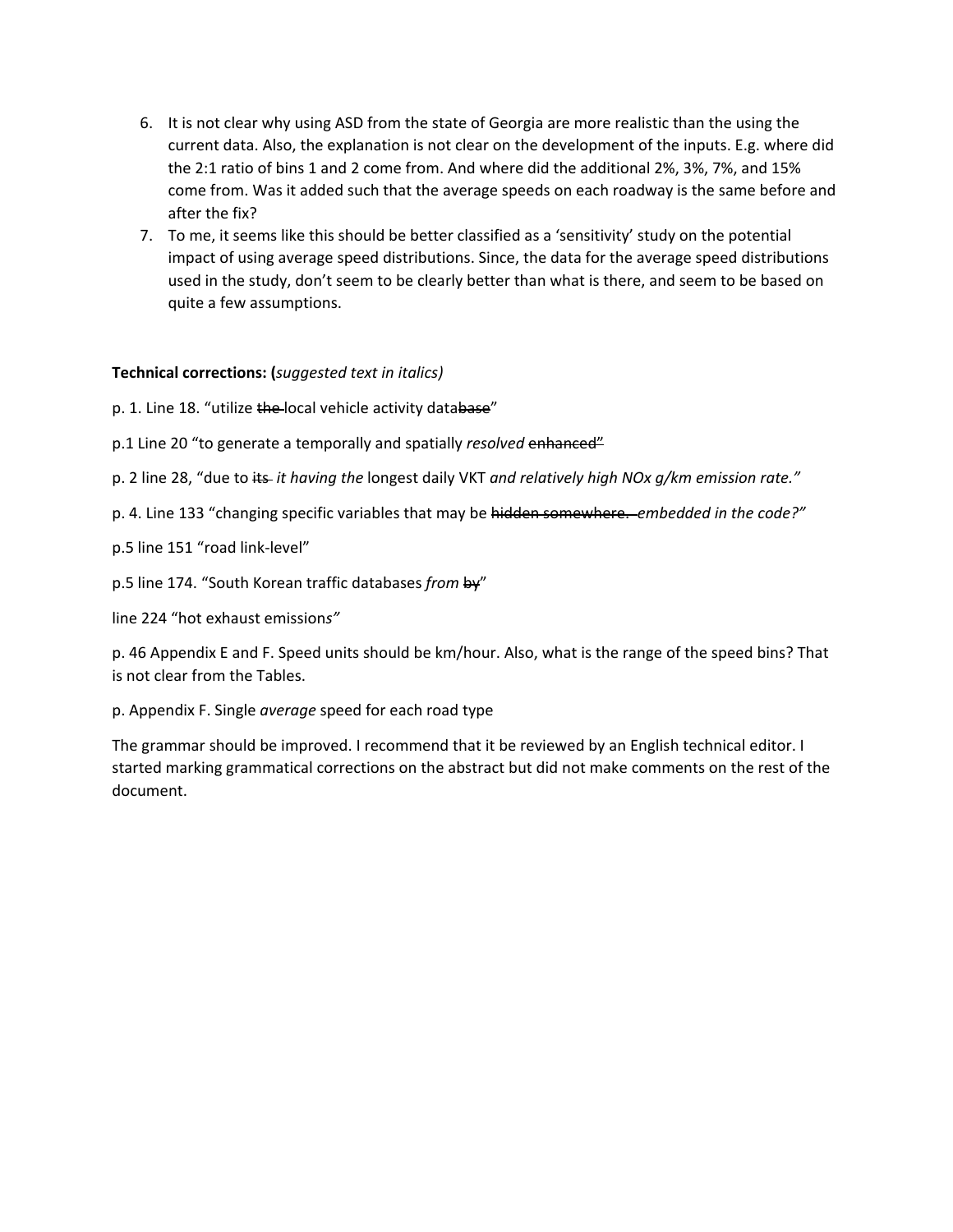6. It is not clear why using ASD from the state of Georgia are more realistic than the using the current data. Also, the explanation is not clear on the development of the inputs. E.g. where did the 2:1 ratio of bins 1 and 2 come from. And where did the additional 2%, 3%, 7%, and 15% come from. Was it added such that the average speeds on each roadway is the same before and after the fix?
7. To me, it seems like this should be better classified as a 'sensitivity' study on the potential impact of using average speed distributions. Since, the data for the average speed distributions used in the study, don't seem to be clearly better than what is there, and seem to be based on quite a few assumptions.

**Technical corrections: (***suggested text in italics)*

p. 1. Line 18. "utilize ~~the~~ local vehicle activity data~~base~~"

p.1 Line 20 "to generate a temporally and spatially *resolved* ~~enhanced"~~

p. 2 line 28, "due to ~~its~~ *it having the* longest daily VKT *and relatively high NOx g/km emission rate."*

p. 4. Line 133 "changing specific variables that may be ~~hidden somewhere.~~ *embedded in the code?"*

p.5 line 151 "road link-level"

p.5 line 174. "South Korean traffic databases *from* ~~by~~"

line 224 "hot exhaust emission*s"*

p. 46 Appendix E and F. Speed units should be km/hour. Also, what is the range of the speed bins? That is not clear from the Tables.

p. Appendix F. Single *average* speed for each road type

The grammar should be improved. I recommend that it be reviewed by an English technical editor. I started marking grammatical corrections on the abstract but did not make comments on the rest of the document.